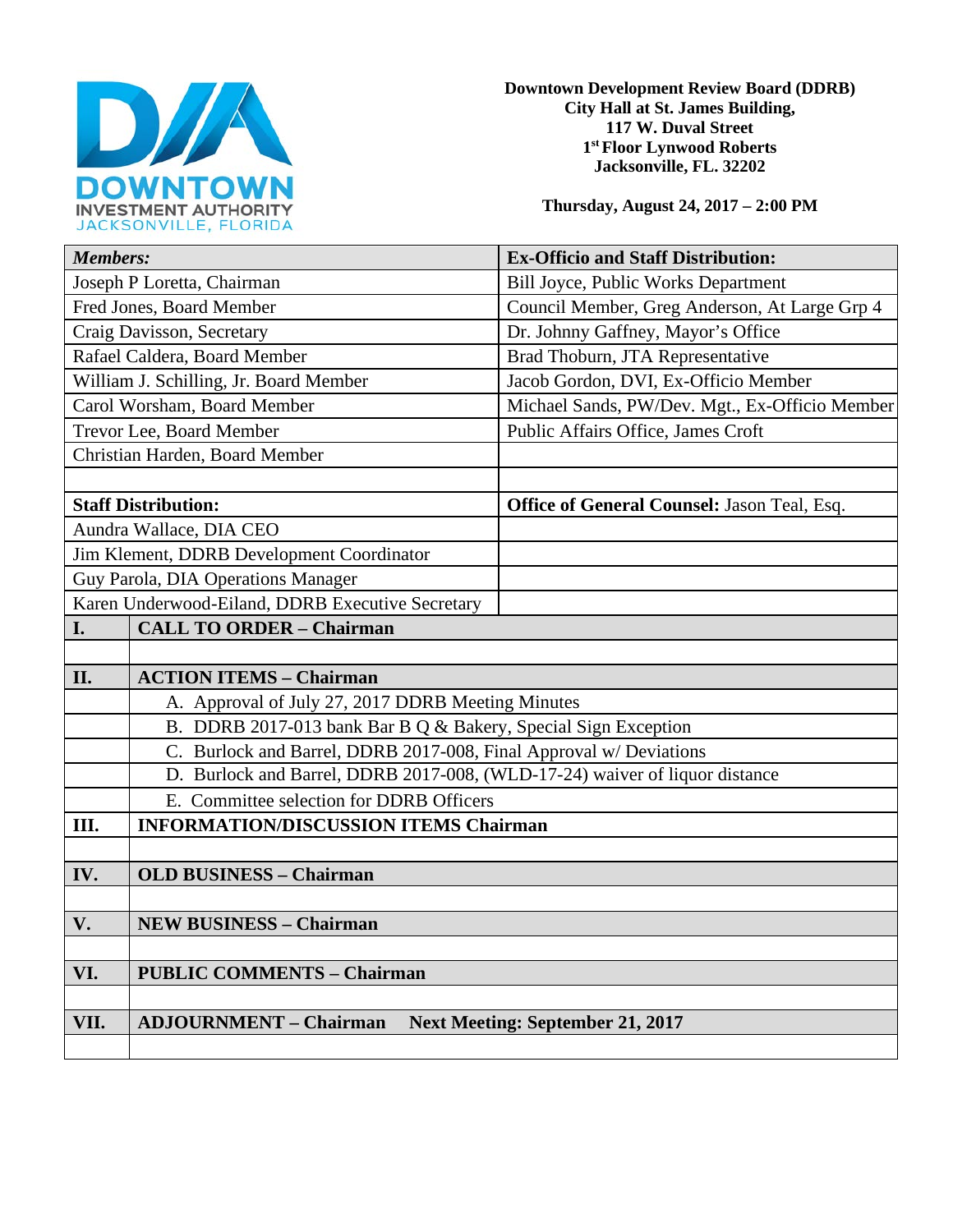**Downtown Development Review Board (DDRB)**
**City Hall at St. James Building,**
**117 W. Duval Street**
**1st Floor Lynwood Roberts**
**Jacksonville, FL. 32202**

**Thursday, August 24, 2017 – 2:00 PM**

| ***Members:*** | **Ex-Officio and Staff Distribution:** |
|---|---|
| Joseph P Loretta, Chairman | Bill Joyce, Public Works Department |
| Fred Jones, Board Member | Council Member, Greg Anderson, At Large Grp 4 |
| Craig Davisson, Secretary | Dr. Johnny Gaffney, Mayor's Office |
| Rafael Caldera, Board Member | Brad Thoburn, JTA Representative |
| William J. Schilling, Jr. Board Member | Jacob Gordon, DVI, Ex-Officio Member |
| Carol Worsham, Board Member | Michael Sands, PW/Dev. Mgt., Ex-Officio Member |
| Trevor Lee, Board Member | Public Affairs Office, James Croft |
| Christian Harden, Board Member | |
| | |
| **Staff Distribution:** | **Office of General Counsel:** Jason Teal, Esq. |
| Aundra Wallace, DIA CEO | |
| Jim Klement, DDRB Development Coordinator | |
| Guy Parola, DIA Operations Manager | |
| Karen Underwood-Eiland, DDRB Executive Secretary | |

| | |
|---|---|
| **I.** | **CALL TO ORDER – Chairman** |
| | |
| **II.** | **ACTION ITEMS – Chairman** |
| | A. Approval of July 27, 2017 DDRB Meeting Minutes |
| | B. DDRB 2017-013 bank Bar B Q & Bakery, Special Sign Exception |
| | C. Burlock and Barrel, DDRB 2017-008, Final Approval w/ Deviations |
| | D. Burlock and Barrel, DDRB 2017-008, (WLD-17-24) waiver of liquor distance |
| | E. Committee selection for DDRB Officers |
| **III.** | **INFORMATION/DISCUSSION ITEMS Chairman** |
| | |
| **IV.** | **OLD BUSINESS – Chairman** |
| | |
| **V.** | **NEW BUSINESS – Chairman** |
| | |
| **VI.** | **PUBLIC COMMENTS – Chairman** |
| | |
| **VII.** | **ADJOURNMENT – Chairman Next Meeting: September 21, 2017** |
| | |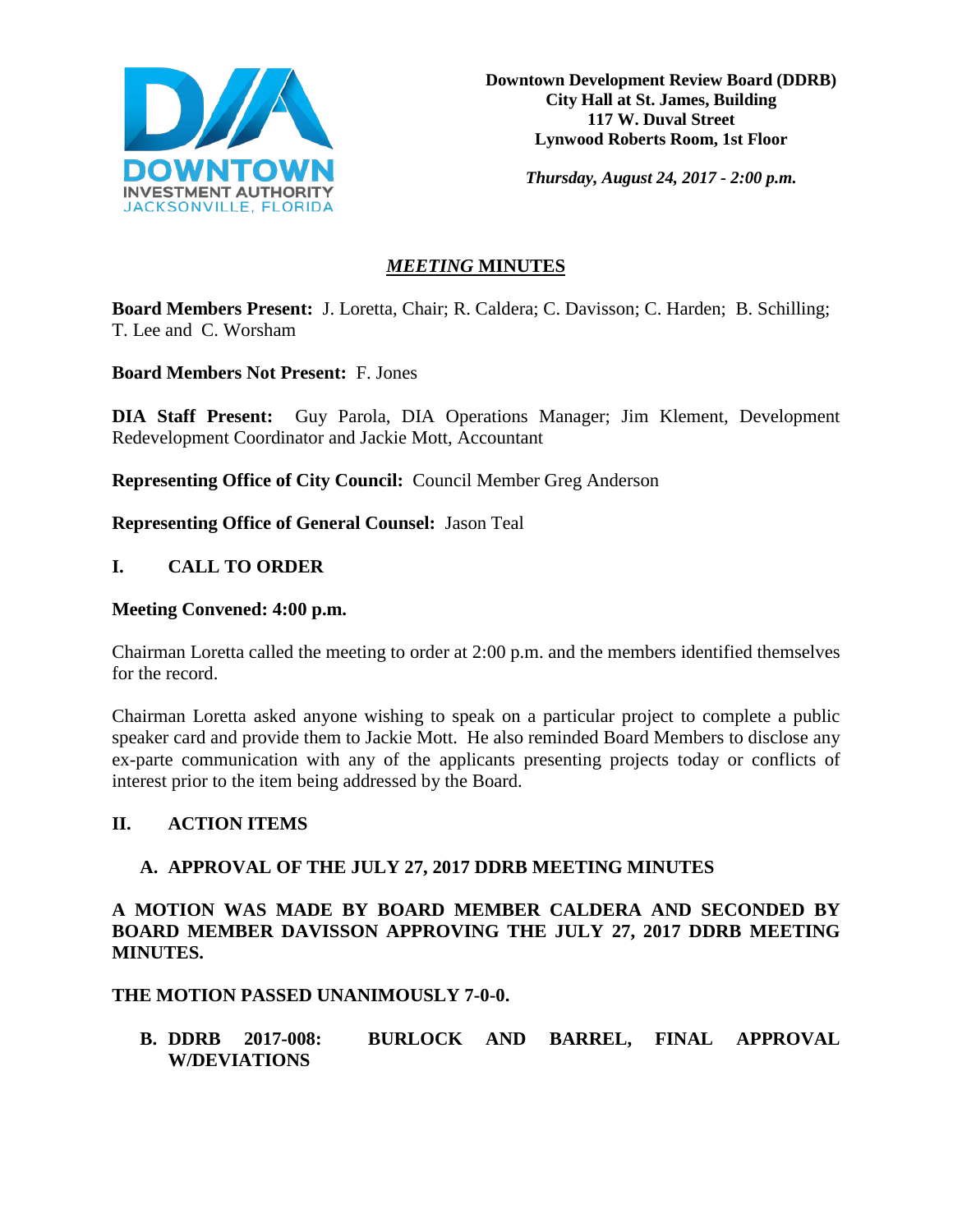**Downtown Development Review Board (DDRB)**
**City Hall at St. James, Building**
**117 W. Duval Street**
**Lynwood Roberts Room, 1st Floor**

***Thursday, August 24, 2017 - 2:00 p.m.***

## *MEETING* MINUTES

**Board Members Present:** J. Loretta, Chair; R. Caldera; C. Davisson; C. Harden; B. Schilling; T. Lee and C. Worsham

**Board Members Not Present:** F. Jones

**DIA Staff Present:** Guy Parola, DIA Operations Manager; Jim Klement, Development Redevelopment Coordinator and Jackie Mott, Accountant

**Representing Office of City Council:** Council Member Greg Anderson

**Representing Office of General Counsel:** Jason Teal

## I. CALL TO ORDER

**Meeting Convened: 4:00 p.m.**

Chairman Loretta called the meeting to order at 2:00 p.m. and the members identified themselves for the record.

Chairman Loretta asked anyone wishing to speak on a particular project to complete a public speaker card and provide them to Jackie Mott. He also reminded Board Members to disclose any ex-parte communication with any of the applicants presenting projects today or conflicts of interest prior to the item being addressed by the Board.

## II. ACTION ITEMS

### A. APPROVAL OF THE JULY 27, 2017 DDRB MEETING MINUTES

**A MOTION WAS MADE BY BOARD MEMBER CALDERA AND SECONDED BY BOARD MEMBER DAVISSON APPROVING THE JULY 27, 2017 DDRB MEETING MINUTES.**

**THE MOTION PASSED UNANIMOUSLY 7-0-0.**

### B. DDRB 2017-008: BURLOCK AND BARREL, FINAL APPROVAL W/DEVIATIONS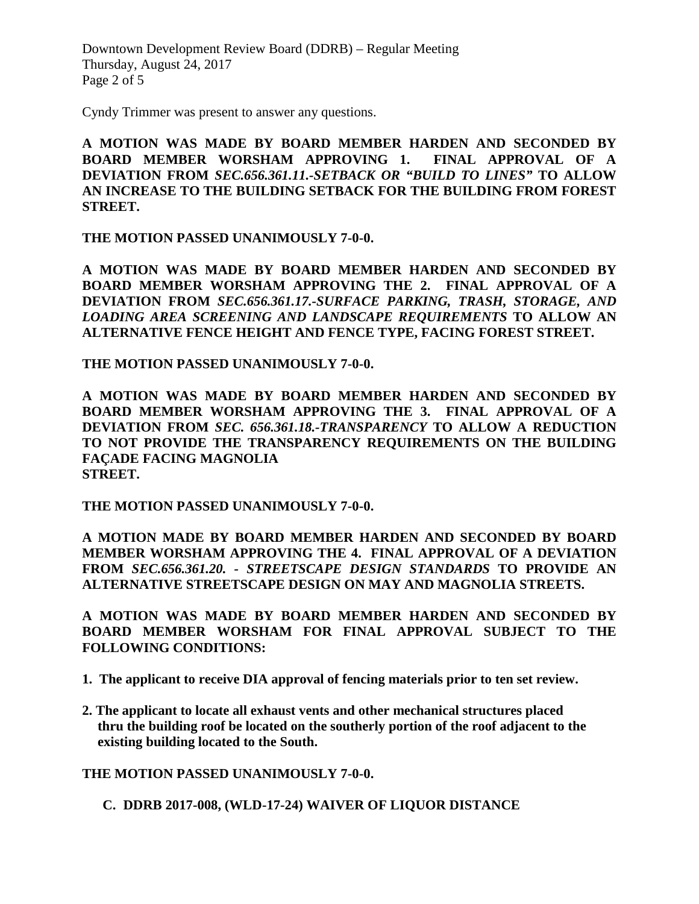Cyndy Trimmer was present to answer any questions.

**A MOTION WAS MADE BY BOARD MEMBER HARDEN AND SECONDED BY BOARD MEMBER WORSHAM APPROVING 1. FINAL APPROVAL OF A DEVIATION FROM *SEC.656.361.11.-SETBACK OR "BUILD TO LINES"* TO ALLOW AN INCREASE TO THE BUILDING SETBACK FOR THE BUILDING FROM FOREST STREET.**

**THE MOTION PASSED UNANIMOUSLY 7-0-0.**

**A MOTION WAS MADE BY BOARD MEMBER HARDEN AND SECONDED BY BOARD MEMBER WORSHAM APPROVING THE 2. FINAL APPROVAL OF A DEVIATION FROM *SEC.656.361.17.-SURFACE PARKING, TRASH, STORAGE, AND LOADING AREA SCREENING AND LANDSCAPE REQUIREMENTS* TO ALLOW AN ALTERNATIVE FENCE HEIGHT AND FENCE TYPE, FACING FOREST STREET.**

**THE MOTION PASSED UNANIMOUSLY 7-0-0.**

**A MOTION WAS MADE BY BOARD MEMBER HARDEN AND SECONDED BY BOARD MEMBER WORSHAM APPROVING THE 3. FINAL APPROVAL OF A DEVIATION FROM *SEC. 656.361.18.-TRANSPARENCY* TO ALLOW A REDUCTION TO NOT PROVIDE THE TRANSPARENCY REQUIREMENTS ON THE BUILDING FAÇADE FACING MAGNOLIA STREET.**

**THE MOTION PASSED UNANIMOUSLY 7-0-0.**

**A MOTION MADE BY BOARD MEMBER HARDEN AND SECONDED BY BOARD MEMBER WORSHAM APPROVING THE 4. FINAL APPROVAL OF A DEVIATION FROM *SEC.656.361.20. - STREETSCAPE DESIGN STANDARDS* TO PROVIDE AN ALTERNATIVE STREETSCAPE DESIGN ON MAY AND MAGNOLIA STREETS.**

**A MOTION WAS MADE BY BOARD MEMBER HARDEN AND SECONDED BY BOARD MEMBER WORSHAM FOR FINAL APPROVAL SUBJECT TO THE FOLLOWING CONDITIONS:**

**1. The applicant to receive DIA approval of fencing materials prior to ten set review.**

**2. The applicant to locate all exhaust vents and other mechanical structures placed thru the building roof be located on the southerly portion of the roof adjacent to the existing building located to the South.**

**THE MOTION PASSED UNANIMOUSLY 7-0-0.**

**C. DDRB 2017-008, (WLD-17-24) WAIVER OF LIQUOR DISTANCE**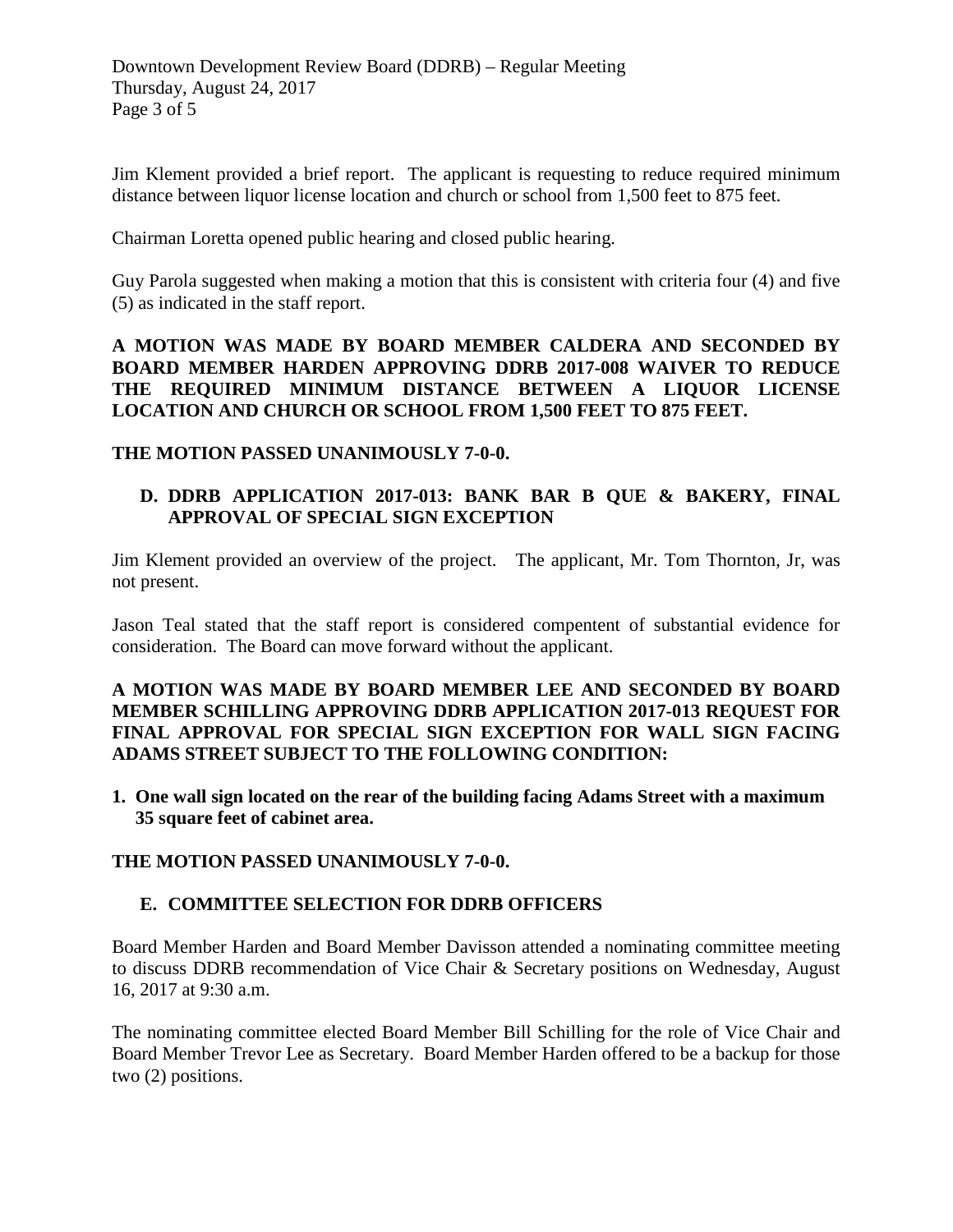Jim Klement provided a brief report. The applicant is requesting to reduce required minimum distance between liquor license location and church or school from 1,500 feet to 875 feet.

Chairman Loretta opened public hearing and closed public hearing.

Guy Parola suggested when making a motion that this is consistent with criteria four (4) and five (5) as indicated in the staff report.

**A MOTION WAS MADE BY BOARD MEMBER CALDERA AND SECONDED BY BOARD MEMBER HARDEN APPROVING DDRB 2017-008 WAIVER TO REDUCE THE REQUIRED MINIMUM DISTANCE BETWEEN A LIQUOR LICENSE LOCATION AND CHURCH OR SCHOOL FROM 1,500 FEET TO 875 FEET.**

**THE MOTION PASSED UNANIMOUSLY 7-0-0.**

### D. DDRB APPLICATION 2017-013: BANK BAR B QUE & BAKERY, FINAL APPROVAL OF SPECIAL SIGN EXCEPTION

Jim Klement provided an overview of the project. The applicant, Mr. Tom Thornton, Jr, was not present.

Jason Teal stated that the staff report is considered compentent of substantial evidence for consideration. The Board can move forward without the applicant.

**A MOTION WAS MADE BY BOARD MEMBER LEE AND SECONDED BY BOARD MEMBER SCHILLING APPROVING DDRB APPLICATION 2017-013 REQUEST FOR FINAL APPROVAL FOR SPECIAL SIGN EXCEPTION FOR WALL SIGN FACING ADAMS STREET SUBJECT TO THE FOLLOWING CONDITION:**

1. **One wall sign located on the rear of the building facing Adams Street with a maximum 35 square feet of cabinet area.**

**THE MOTION PASSED UNANIMOUSLY 7-0-0.**

### E. COMMITTEE SELECTION FOR DDRB OFFICERS

Board Member Harden and Board Member Davisson attended a nominating committee meeting to discuss DDRB recommendation of Vice Chair & Secretary positions on Wednesday, August 16, 2017 at 9:30 a.m.

The nominating committee elected Board Member Bill Schilling for the role of Vice Chair and Board Member Trevor Lee as Secretary. Board Member Harden offered to be a backup for those two (2) positions.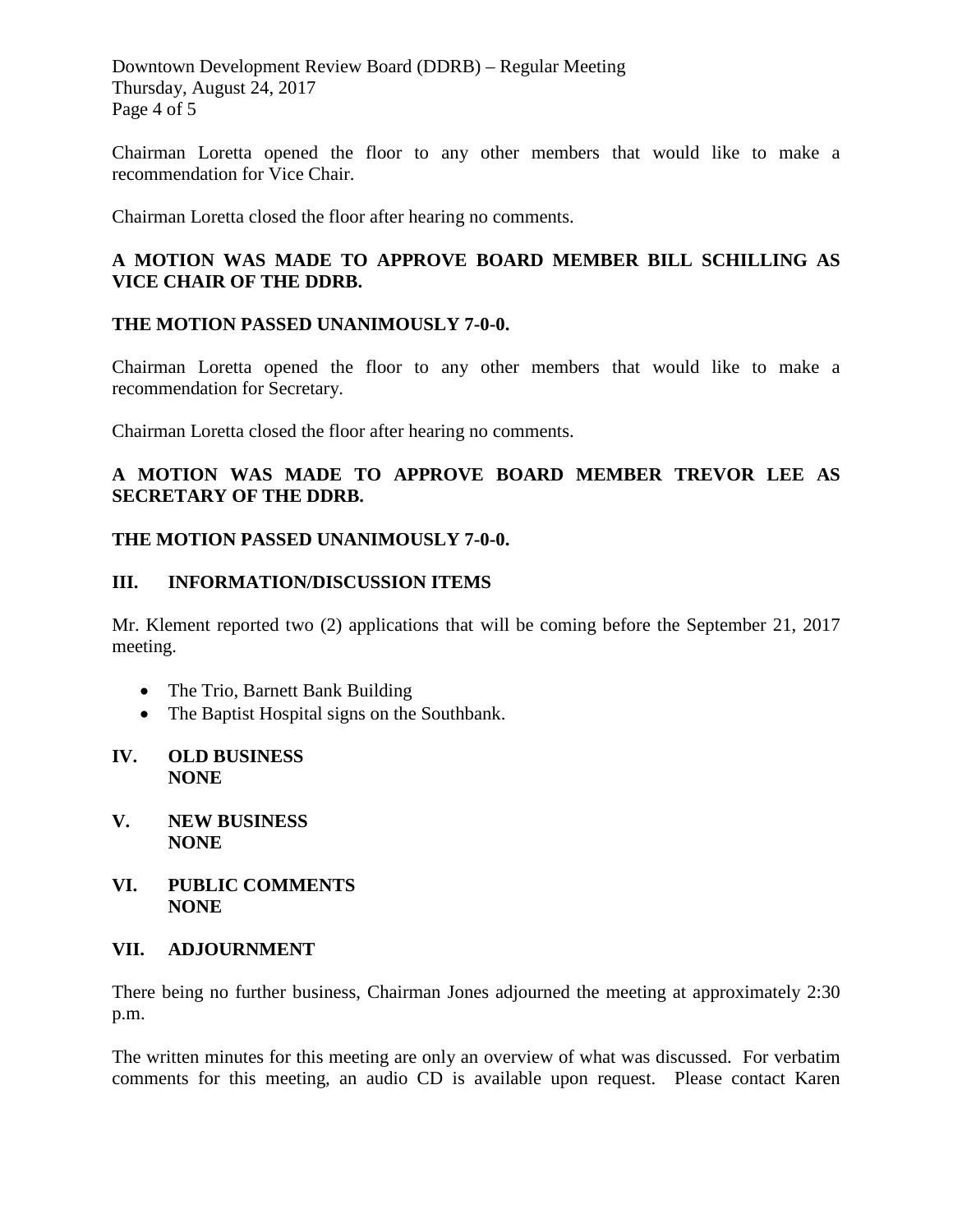Chairman Loretta opened the floor to any other members that would like to make a recommendation for Vice Chair.

Chairman Loretta closed the floor after hearing no comments.

**A MOTION WAS MADE TO APPROVE BOARD MEMBER BILL SCHILLING AS VICE CHAIR OF THE DDRB.**

**THE MOTION PASSED UNANIMOUSLY 7-0-0.**

Chairman Loretta opened the floor to any other members that would like to make a recommendation for Secretary.

Chairman Loretta closed the floor after hearing no comments.

**A MOTION WAS MADE TO APPROVE BOARD MEMBER TREVOR LEE AS SECRETARY OF THE DDRB.**

**THE MOTION PASSED UNANIMOUSLY 7-0-0.**

## III. INFORMATION/DISCUSSION ITEMS

Mr. Klement reported two (2) applications that will be coming before the September 21, 2017 meeting.

- The Trio, Barnett Bank Building
- The Baptist Hospital signs on the Southbank.

## IV. OLD BUSINESS
**NONE**

## V. NEW BUSINESS
**NONE**

## VI. PUBLIC COMMENTS
**NONE**

## VII. ADJOURNMENT

There being no further business, Chairman Jones adjourned the meeting at approximately 2:30 p.m.

The written minutes for this meeting are only an overview of what was discussed. For verbatim comments for this meeting, an audio CD is available upon request. Please contact Karen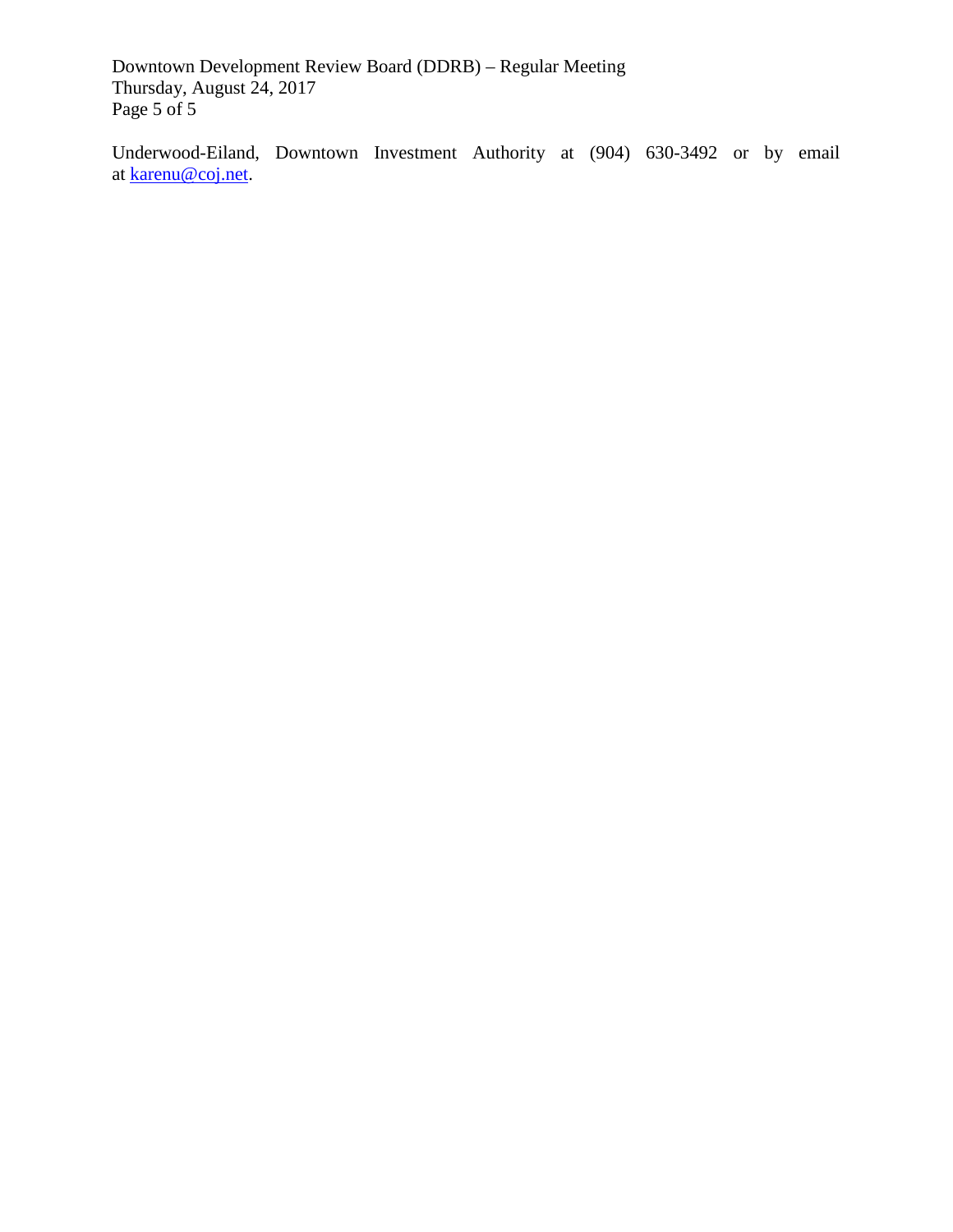Underwood-Eiland, Downtown Investment Authority at (904) 630-3492 or by email at karenu@coj.net.